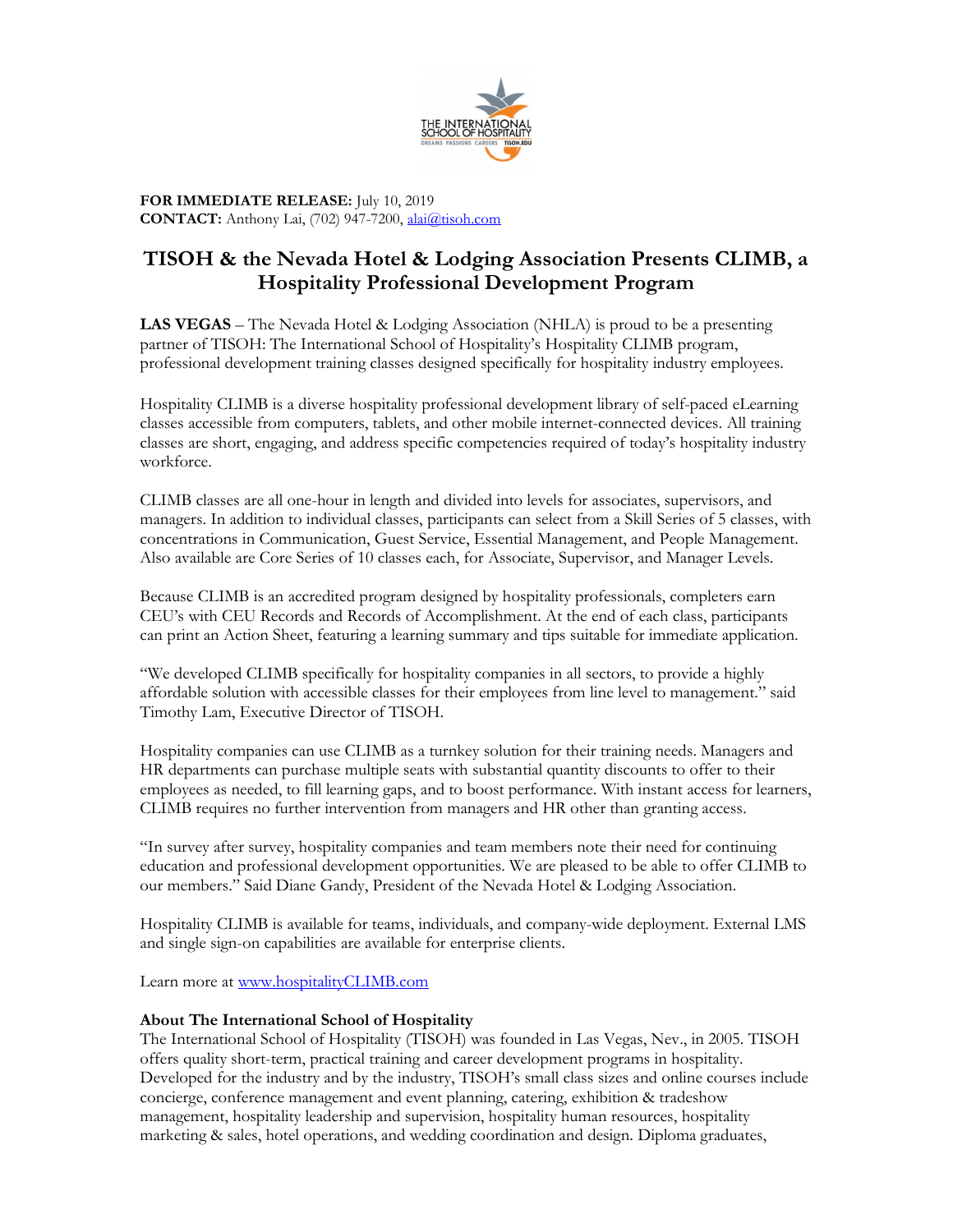**FOR IMMEDIATE RELEASE:** July 10, 2019
**CONTACT:** Anthony Lai, (702) 947-7200, alai@tisoh.com

# TISOH & the Nevada Hotel & Lodging Association Presents CLIMB, a Hospitality Professional Development Program

**LAS VEGAS** – The Nevada Hotel & Lodging Association (NHLA) is proud to be a presenting partner of TISOH: The International School of Hospitality's Hospitality CLIMB program, professional development training classes designed specifically for hospitality industry employees.

Hospitality CLIMB is a diverse hospitality professional development library of self-paced eLearning classes accessible from computers, tablets, and other mobile internet-connected devices. All training classes are short, engaging, and address specific competencies required of today's hospitality industry workforce.

CLIMB classes are all one-hour in length and divided into levels for associates, supervisors, and managers. In addition to individual classes, participants can select from a Skill Series of 5 classes, with concentrations in Communication, Guest Service, Essential Management, and People Management. Also available are Core Series of 10 classes each, for Associate, Supervisor, and Manager Levels.

Because CLIMB is an accredited program designed by hospitality professionals, completers earn CEU's with CEU Records and Records of Accomplishment. At the end of each class, participants can print an Action Sheet, featuring a learning summary and tips suitable for immediate application.

"We developed CLIMB specifically for hospitality companies in all sectors, to provide a highly affordable solution with accessible classes for their employees from line level to management." said Timothy Lam, Executive Director of TISOH.

Hospitality companies can use CLIMB as a turnkey solution for their training needs. Managers and HR departments can purchase multiple seats with substantial quantity discounts to offer to their employees as needed, to fill learning gaps, and to boost performance. With instant access for learners, CLIMB requires no further intervention from managers and HR other than granting access.

"In survey after survey, hospitality companies and team members note their need for continuing education and professional development opportunities. We are pleased to be able to offer CLIMB to our members." Said Diane Gandy, President of the Nevada Hotel & Lodging Association.

Hospitality CLIMB is available for teams, individuals, and company-wide deployment. External LMS and single sign-on capabilities are available for enterprise clients.

Learn more at www.hospitalityCLIMB.com

**About The International School of Hospitality**
The International School of Hospitality (TISOH) was founded in Las Vegas, Nev., in 2005. TISOH offers quality short-term, practical training and career development programs in hospitality. Developed for the industry and by the industry, TISOH's small class sizes and online courses include concierge, conference management and event planning, catering, exhibition & tradeshow management, hospitality leadership and supervision, hospitality human resources, hospitality marketing & sales, hotel operations, and wedding coordination and design. Diploma graduates,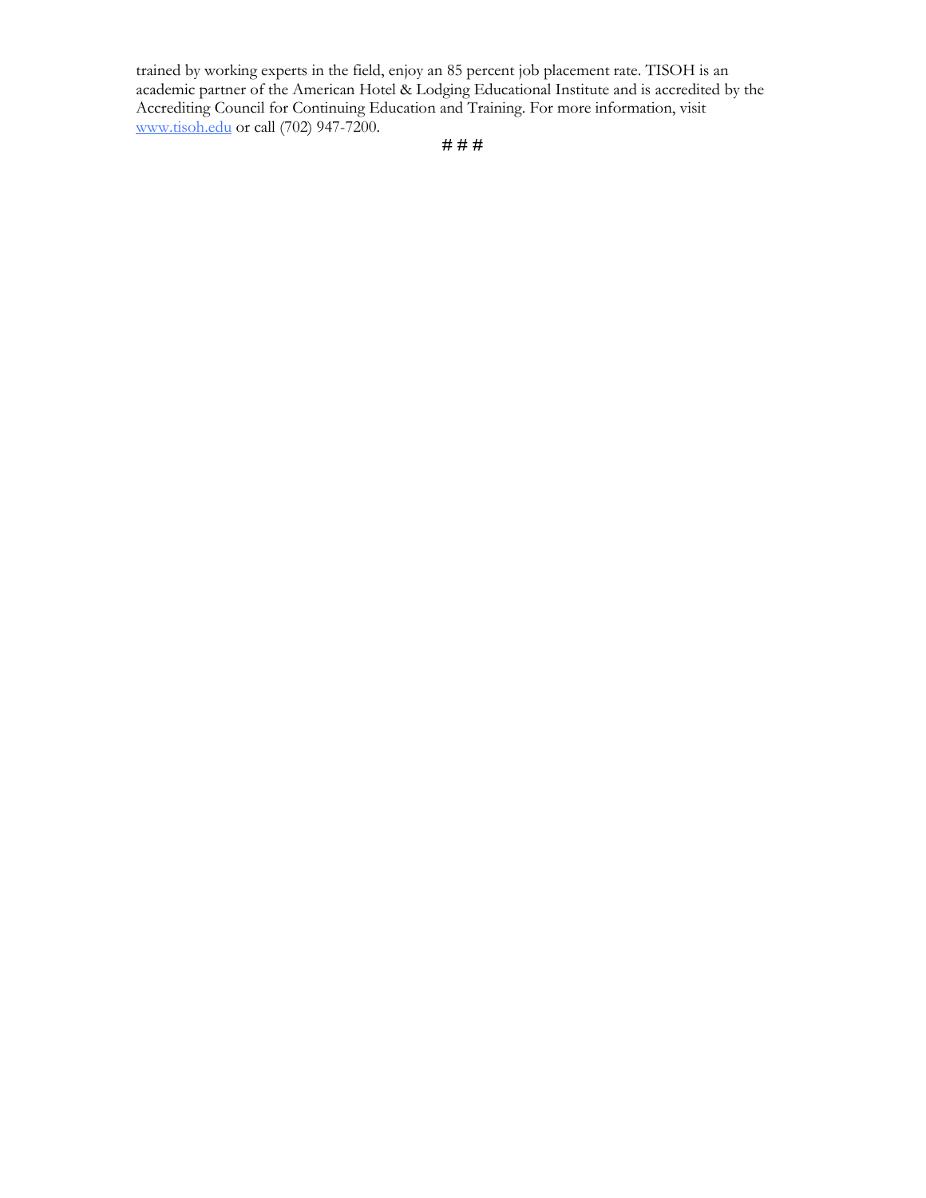trained by working experts in the field, enjoy an 85 percent job placement rate. TISOH is an academic partner of the American Hotel & Lodging Educational Institute and is accredited by the Accrediting Council for Continuing Education and Training. For more information, visit [www.tisoh.edu](http://www.tisoh.edu) or call (702) 947-7200.

# # #